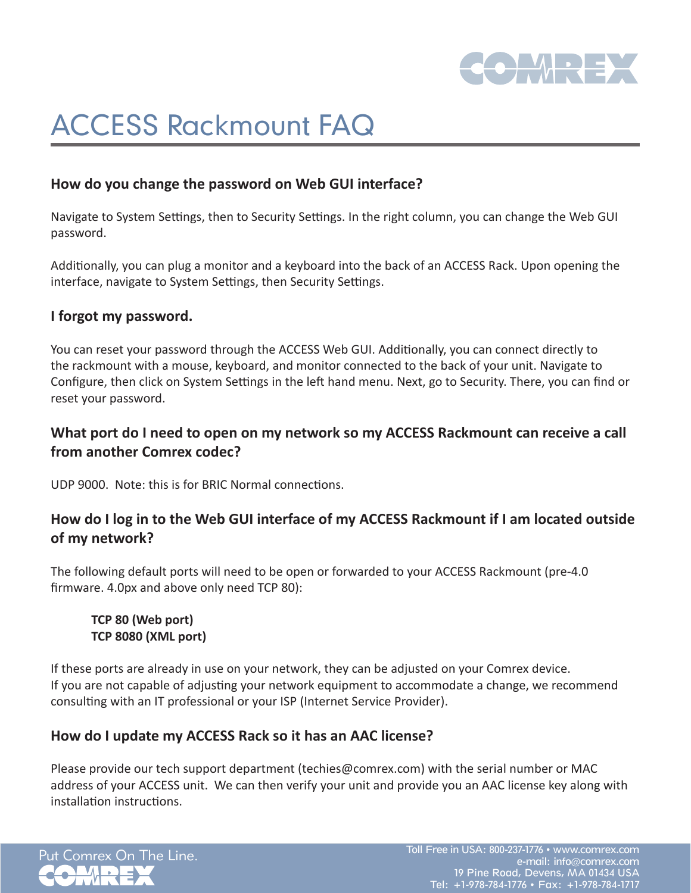# ACCESS Rackmount FAQ

## How do you change the password on Web GUI interface?

Navigate to System Settings, then to Security Settings. In the right column, you can change the Web GUI password.

Additionally, you can plug a monitor and a keyboard into the back of an ACCESS Rack. Upon opening the interface, navigate to System Settings, then Security Settings.

## I forgot my password.

You can reset your password through the ACCESS Web GUI. Additionally, you can connect directly to the rackmount with a mouse, keyboard, and monitor connected to the back of your unit. Navigate to Configure, then click on System Settings in the left hand menu. Next, go to Security. There, you can find or reset your password.

## What port do I need to open on my network so my ACCESS Rackmount can receive a call from another Comrex codec?

UDP 9000. Note: this is for BRIC Normal connections.

## How do I log in to the Web GUI interface of my ACCESS Rackmount if I am located outside of my network?

The following default ports will need to be open or forwarded to your ACCESS Rackmount (pre-4.0 firmware. 4.0px and above only need TCP 80):

**TCP 80 (Web port)**
**TCP 8080 (XML port)**

If these ports are already in use on your network, they can be adjusted on your Comrex device. If you are not capable of adjusting your network equipment to accommodate a change, we recommend consulting with an IT professional or your ISP (Internet Service Provider).

## How do I update my ACCESS Rack so it has an AAC license?

Please provide our tech support department (techies@comrex.com) with the serial number or MAC address of your ACCESS unit. We can then verify your unit and provide you an AAC license key along with installation instructions.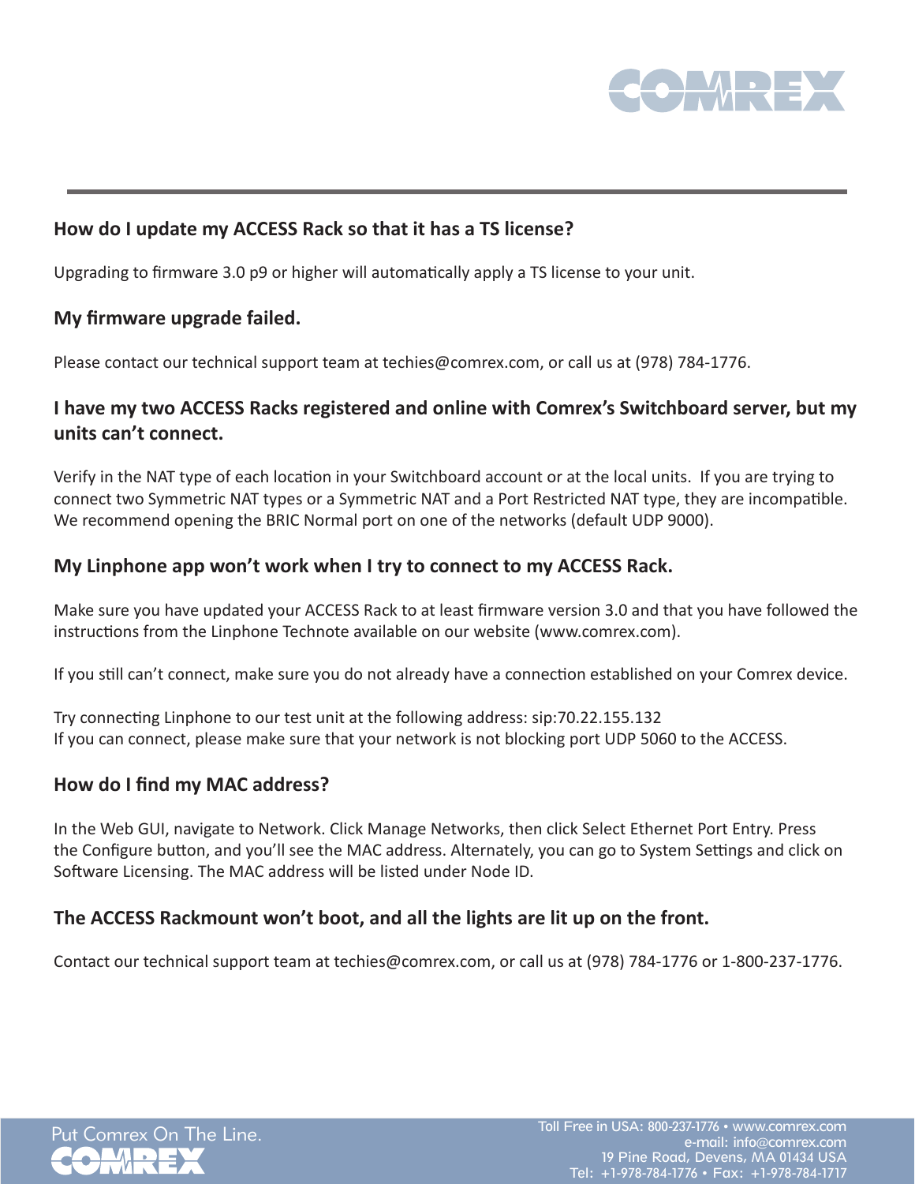### How do I update my ACCESS Rack so that it has a TS license?

Upgrading to firmware 3.0 p9 or higher will automatically apply a TS license to your unit.

### My firmware upgrade failed.

Please contact our technical support team at techies@comrex.com, or call us at (978) 784-1776.

### I have my two ACCESS Racks registered and online with Comrex's Switchboard server, but my units can't connect.

Verify in the NAT type of each location in your Switchboard account or at the local units. If you are trying to connect two Symmetric NAT types or a Symmetric NAT and a Port Restricted NAT type, they are incompatible. We recommend opening the BRIC Normal port on one of the networks (default UDP 9000).

### My Linphone app won't work when I try to connect to my ACCESS Rack.

Make sure you have updated your ACCESS Rack to at least firmware version 3.0 and that you have followed the instructions from the Linphone Technote available on our website (www.comrex.com).

If you still can't connect, make sure you do not already have a connection established on your Comrex device.

Try connecting Linphone to our test unit at the following address: sip:70.22.155.132
If you can connect, please make sure that your network is not blocking port UDP 5060 to the ACCESS.

### How do I find my MAC address?

In the Web GUI, navigate to Network. Click Manage Networks, then click Select Ethernet Port Entry. Press the Configure button, and you'll see the MAC address. Alternately, you can go to System Settings and click on Software Licensing. The MAC address will be listed under Node ID.

### The ACCESS Rackmount won't boot, and all the lights are lit up on the front.

Contact our technical support team at techies@comrex.com, or call us at (978) 784-1776 or 1-800-237-1776.